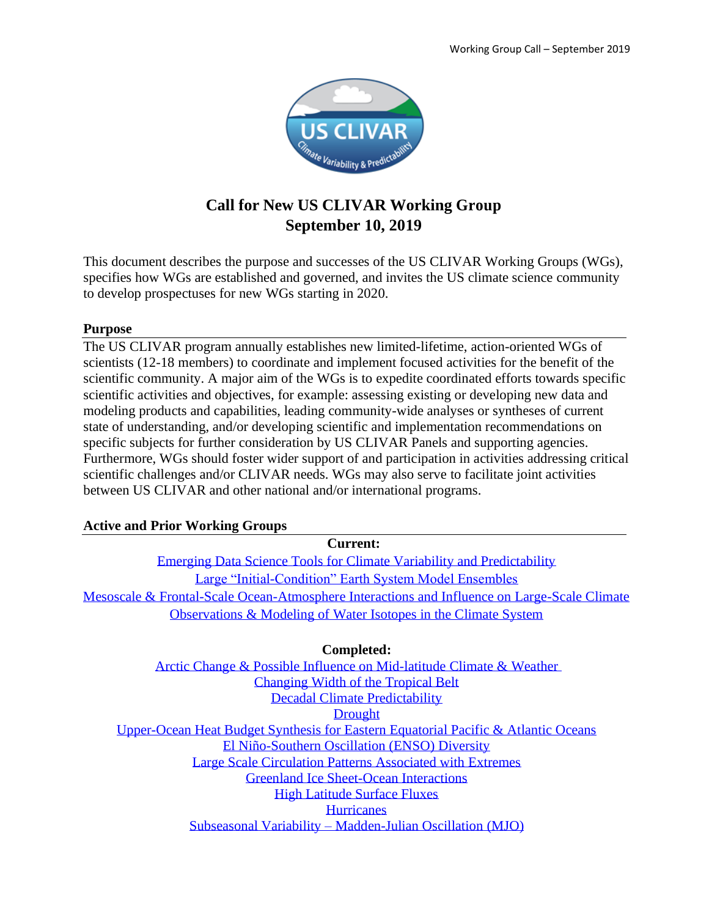# Call for New US CLIVAR Working Group
## September 10, 2019

This document describes the purpose and successes of the US CLIVAR Working Groups (WGs), specifies how WGs are established and governed, and invites the US climate science community to develop prospectuses for new WGs starting in 2020.

### Purpose

The US CLIVAR program annually establishes new limited-lifetime, action-oriented WGs of scientists (12-18 members) to coordinate and implement focused activities for the benefit of the scientific community. A major aim of the WGs is to expedite coordinated efforts towards specific scientific activities and objectives, for example: assessing existing or developing new data and modeling products and capabilities, leading community-wide analyses or syntheses of current state of understanding, and/or developing scientific and implementation recommendations on specific subjects for further consideration by US CLIVAR Panels and supporting agencies. Furthermore, WGs should foster wider support of and participation in activities addressing critical scientific challenges and/or CLIVAR needs. WGs may also serve to facilitate joint activities between US CLIVAR and other national and/or international programs.

### Active and Prior Working Groups

**Current:**

- Emerging Data Science Tools for Climate Variability and Predictability
- Large "Initial-Condition" Earth System Model Ensembles
- Mesoscale & Frontal-Scale Ocean-Atmosphere Interactions and Influence on Large-Scale Climate
- Observations & Modeling of Water Isotopes in the Climate System

**Completed:**

- Arctic Change & Possible Influence on Mid-latitude Climate & Weather
- Changing Width of the Tropical Belt
- Decadal Climate Predictability
- Drought
- Upper-Ocean Heat Budget Synthesis for Eastern Equatorial Pacific & Atlantic Oceans
- El Niño-Southern Oscillation (ENSO) Diversity
- Large Scale Circulation Patterns Associated with Extremes
- Greenland Ice Sheet-Ocean Interactions
- High Latitude Surface Fluxes
- Hurricanes
- Subseasonal Variability – Madden-Julian Oscillation (MJO)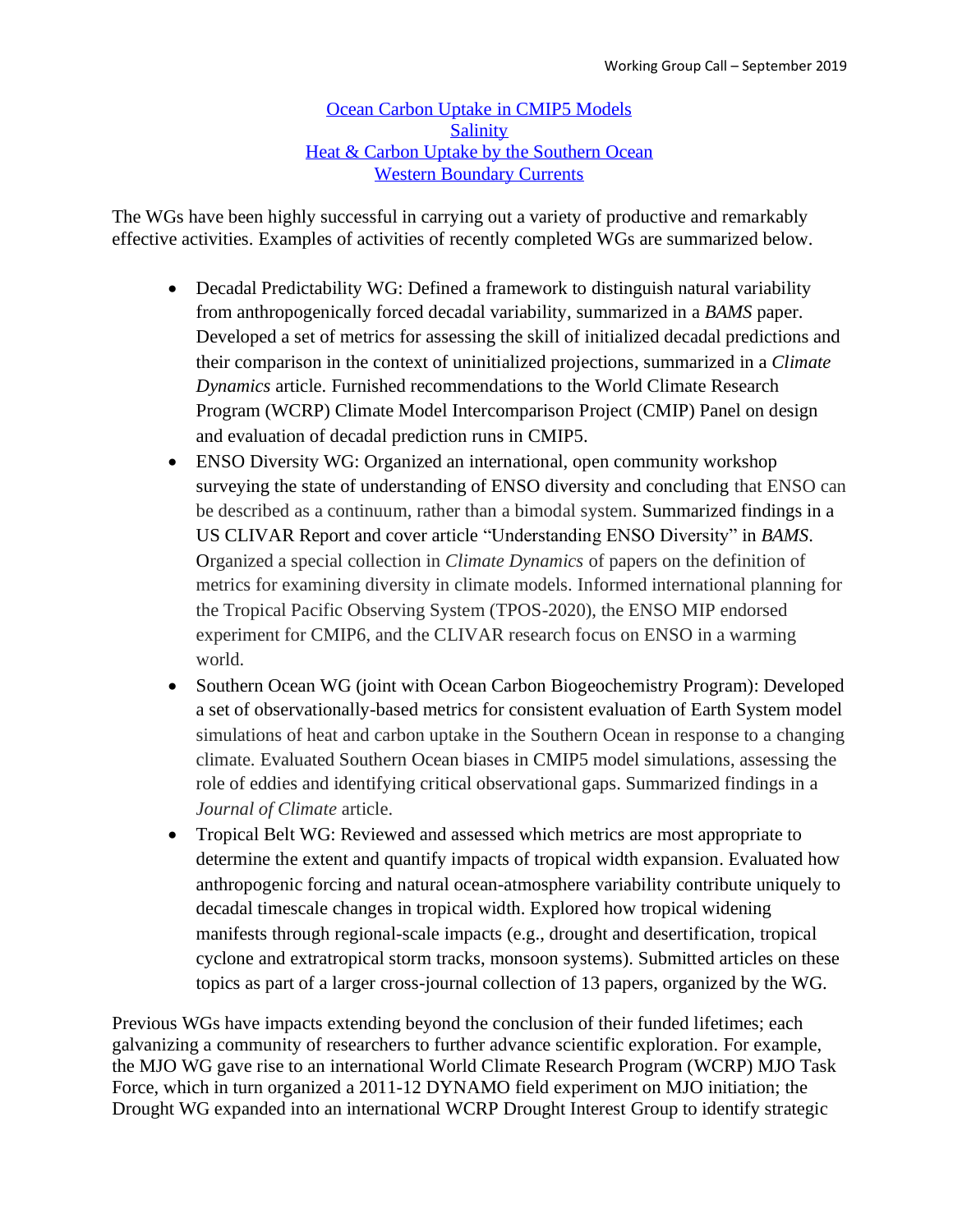[Ocean Carbon Uptake in CMIP5 Models](#)
[Salinity](#)
[Heat & Carbon Uptake by the Southern Ocean](#)
[Western Boundary Currents](#)

The WGs have been highly successful in carrying out a variety of productive and remarkably effective activities. Examples of activities of recently completed WGs are summarized below.

- Decadal Predictability WG: Defined a framework to distinguish natural variability from anthropogenically forced decadal variability, summarized in a *BAMS* paper. Developed a set of metrics for assessing the skill of initialized decadal predictions and their comparison in the context of uninitialized projections, summarized in a *Climate Dynamics* article. Furnished recommendations to the World Climate Research Program (WCRP) Climate Model Intercomparison Project (CMIP) Panel on design and evaluation of decadal prediction runs in CMIP5.
- ENSO Diversity WG: Organized an international, open community workshop surveying the state of understanding of ENSO diversity and concluding that ENSO can be described as a continuum, rather than a bimodal system. Summarized findings in a US CLIVAR Report and cover article "Understanding ENSO Diversity" in *BAMS*. Organized a special collection in *Climate Dynamics* of papers on the definition of metrics for examining diversity in climate models. Informed international planning for the Tropical Pacific Observing System (TPOS-2020), the ENSO MIP endorsed experiment for CMIP6, and the CLIVAR research focus on ENSO in a warming world.
- Southern Ocean WG (joint with Ocean Carbon Biogeochemistry Program): Developed a set of observationally-based metrics for consistent evaluation of Earth System model simulations of heat and carbon uptake in the Southern Ocean in response to a changing climate. Evaluated Southern Ocean biases in CMIP5 model simulations, assessing the role of eddies and identifying critical observational gaps. Summarized findings in a *Journal of Climate* article.
- Tropical Belt WG: Reviewed and assessed which metrics are most appropriate to determine the extent and quantify impacts of tropical width expansion. Evaluated how anthropogenic forcing and natural ocean-atmosphere variability contribute uniquely to decadal timescale changes in tropical width. Explored how tropical widening manifests through regional-scale impacts (e.g., drought and desertification, tropical cyclone and extratropical storm tracks, monsoon systems). Submitted articles on these topics as part of a larger cross-journal collection of 13 papers, organized by the WG.

Previous WGs have impacts extending beyond the conclusion of their funded lifetimes; each galvanizing a community of researchers to further advance scientific exploration. For example, the MJO WG gave rise to an international World Climate Research Program (WCRP) MJO Task Force, which in turn organized a 2011-12 DYNAMO field experiment on MJO initiation; the Drought WG expanded into an international WCRP Drought Interest Group to identify strategic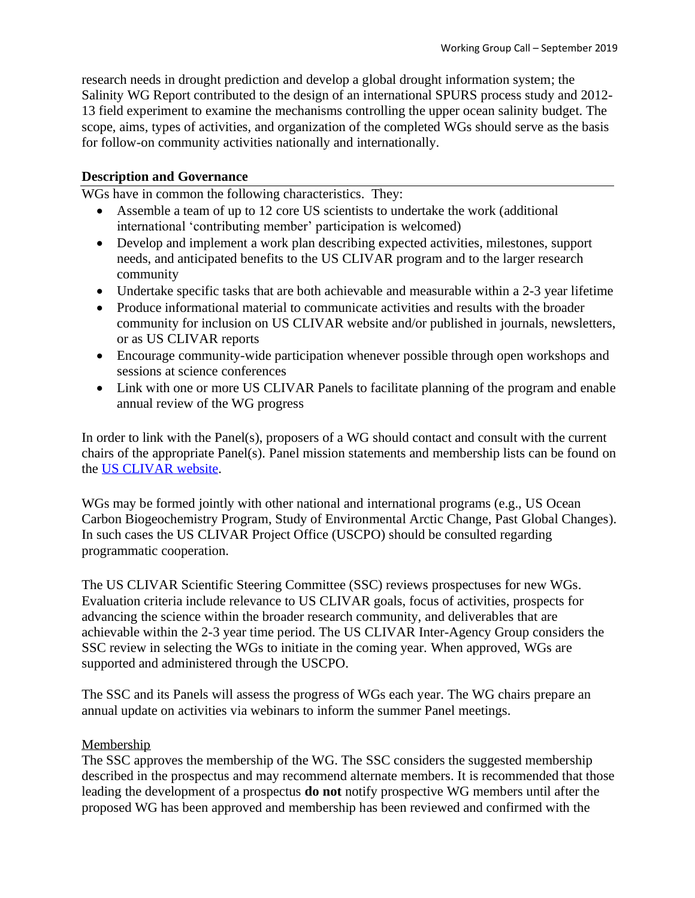research needs in drought prediction and develop a global drought information system; the Salinity WG Report contributed to the design of an international SPURS process study and 2012-13 field experiment to examine the mechanisms controlling the upper ocean salinity budget. The scope, aims, types of activities, and organization of the completed WGs should serve as the basis for follow-on community activities nationally and internationally.

## Description and Governance

WGs have in common the following characteristics. They:

- Assemble a team of up to 12 core US scientists to undertake the work (additional international 'contributing member' participation is welcomed)
- Develop and implement a work plan describing expected activities, milestones, support needs, and anticipated benefits to the US CLIVAR program and to the larger research community
- Undertake specific tasks that are both achievable and measurable within a 2-3 year lifetime
- Produce informational material to communicate activities and results with the broader community for inclusion on US CLIVAR website and/or published in journals, newsletters, or as US CLIVAR reports
- Encourage community-wide participation whenever possible through open workshops and sessions at science conferences
- Link with one or more US CLIVAR Panels to facilitate planning of the program and enable annual review of the WG progress

In order to link with the Panel(s), proposers of a WG should contact and consult with the current chairs of the appropriate Panel(s). Panel mission statements and membership lists can be found on the [US CLIVAR website](#).

WGs may be formed jointly with other national and international programs (e.g., US Ocean Carbon Biogeochemistry Program, Study of Environmental Arctic Change, Past Global Changes). In such cases the US CLIVAR Project Office (USCPO) should be consulted regarding programmatic cooperation.

The US CLIVAR Scientific Steering Committee (SSC) reviews prospectuses for new WGs. Evaluation criteria include relevance to US CLIVAR goals, focus of activities, prospects for advancing the science within the broader research community, and deliverables that are achievable within the 2-3 year time period. The US CLIVAR Inter-Agency Group considers the SSC review in selecting the WGs to initiate in the coming year. When approved, WGs are supported and administered through the USCPO.

The SSC and its Panels will assess the progress of WGs each year. The WG chairs prepare an annual update on activities via webinars to inform the summer Panel meetings.

### Membership

The SSC approves the membership of the WG. The SSC considers the suggested membership described in the prospectus and may recommend alternate members. It is recommended that those leading the development of a prospectus **do not** notify prospective WG members until after the proposed WG has been approved and membership has been reviewed and confirmed with the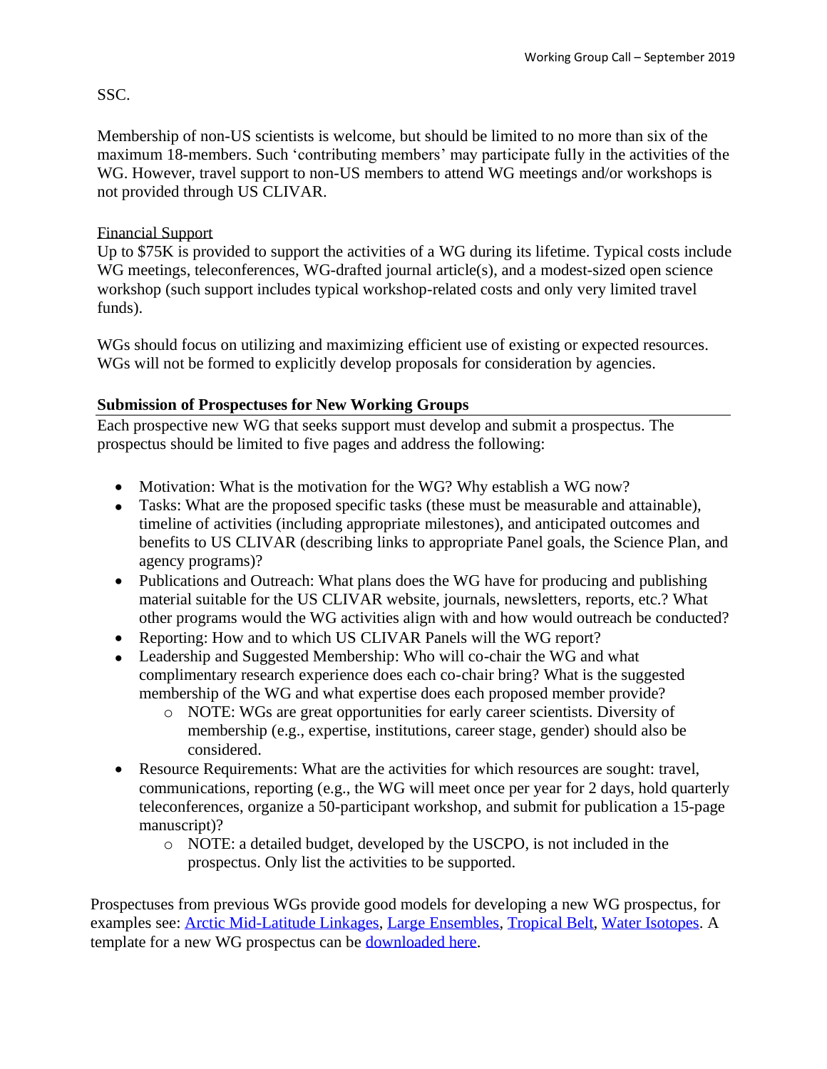SSC.

Membership of non-US scientists is welcome, but should be limited to no more than six of the maximum 18-members. Such 'contributing members' may participate fully in the activities of the WG. However, travel support to non-US members to attend WG meetings and/or workshops is not provided through US CLIVAR.

Financial Support

Up to $75K is provided to support the activities of a WG during its lifetime. Typical costs include WG meetings, teleconferences, WG-drafted journal article(s), and a modest-sized open science workshop (such support includes typical workshop-related costs and only very limited travel funds).

WGs should focus on utilizing and maximizing efficient use of existing or expected resources. WGs will not be formed to explicitly develop proposals for consideration by agencies.

## Submission of Prospectuses for New Working Groups

Each prospective new WG that seeks support must develop and submit a prospectus. The prospectus should be limited to five pages and address the following:

- Motivation: What is the motivation for the WG? Why establish a WG now?
- Tasks: What are the proposed specific tasks (these must be measurable and attainable), timeline of activities (including appropriate milestones), and anticipated outcomes and benefits to US CLIVAR (describing links to appropriate Panel goals, the Science Plan, and agency programs)?
- Publications and Outreach: What plans does the WG have for producing and publishing material suitable for the US CLIVAR website, journals, newsletters, reports, etc.? What other programs would the WG activities align with and how would outreach be conducted?
- Reporting: How and to which US CLIVAR Panels will the WG report?
- Leadership and Suggested Membership: Who will co-chair the WG and what complimentary research experience does each co-chair bring? What is the suggested membership of the WG and what expertise does each proposed member provide?
  - NOTE: WGs are great opportunities for early career scientists. Diversity of membership (e.g., expertise, institutions, career stage, gender) should also be considered.
- Resource Requirements: What are the activities for which resources are sought: travel, communications, reporting (e.g., the WG will meet once per year for 2 days, hold quarterly teleconferences, organize a 50-participant workshop, and submit for publication a 15-page manuscript)?
  - NOTE: a detailed budget, developed by the USCPO, is not included in the prospectus. Only list the activities to be supported.

Prospectuses from previous WGs provide good models for developing a new WG prospectus, for examples see: Arctic Mid-Latitude Linkages, Large Ensembles, Tropical Belt, Water Isotopes. A template for a new WG prospectus can be downloaded here.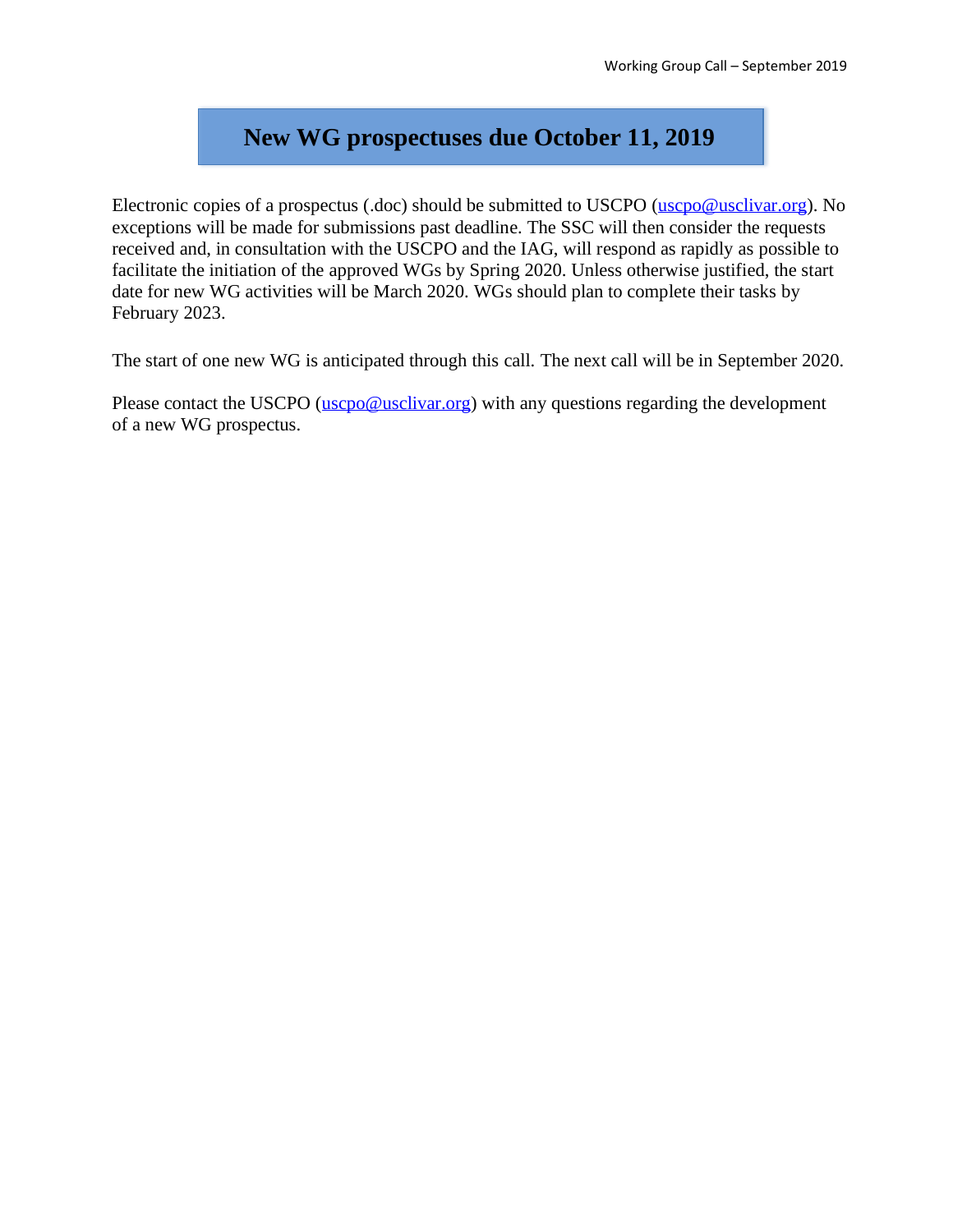# New WG prospectuses due October 11, 2019

Electronic copies of a prospectus (.doc) should be submitted to USCPO (uscpo@usclivar.org). No exceptions will be made for submissions past deadline. The SSC will then consider the requests received and, in consultation with the USCPO and the IAG, will respond as rapidly as possible to facilitate the initiation of the approved WGs by Spring 2020. Unless otherwise justified, the start date for new WG activities will be March 2020. WGs should plan to complete their tasks by February 2023.

The start of one new WG is anticipated through this call. The next call will be in September 2020.

Please contact the USCPO (uscpo@usclivar.org) with any questions regarding the development of a new WG prospectus.